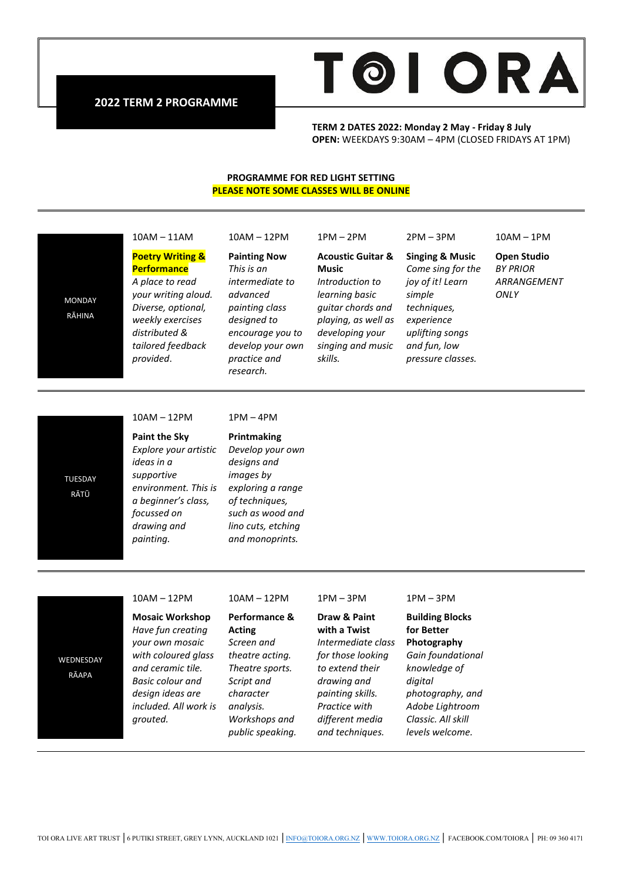# TOI ORA

## 2022 TERM 2 PROGRAMME

**TERM 2 DATES 2022: Monday 2 May - Friday 8 July**
**OPEN:** WEEKDAYS 9:30AM – 4PM (CLOSED FRIDAYS AT 1PM)

**PROGRAMME FOR RED LIGHT SETTING**
**PLEASE NOTE SOME CLASSES WILL BE ONLINE**

### MONDAY RĀHINA

| 10AM – 11AM | 10AM – 12PM | 1PM – 2PM | 2PM – 3PM | 10AM – 1PM |
|---|---|---|---|---|
| **Poetry Writing & Performance** *A place to read your writing aloud. Diverse, optional, weekly exercises distributed & tailored feedback provided.* | **Painting Now** *This is an intermediate to advanced painting class designed to encourage you to develop your own practice and research.* | **Acoustic Guitar & Music** *Introduction to learning basic guitar chords and playing, as well as developing your singing and music skills.* | **Singing & Music** *Come sing for the joy of it! Learn simple techniques, experience uplifting songs and fun, low pressure classes.* | **Open Studio** *BY PRIOR ARRANGEMENT ONLY* |

### TUESDAY RĀTŪ

| 10AM – 12PM | 1PM – 4PM |
|---|---|
| **Paint the Sky** *Explore your artistic ideas in a supportive environment. This is a beginner's class, focussed on drawing and painting.* | **Printmaking** *Develop your own designs and images by exploring a range of techniques, such as wood and lino cuts, etching and monoprints.* |

### WEDNESDAY RĀAPA

| 10AM – 12PM | 10AM – 12PM | 1PM – 3PM | 1PM – 3PM |
|---|---|---|---|
| **Mosaic Workshop** *Have fun creating your own mosaic with coloured glass and ceramic tile. Basic colour and design ideas are included. All work is grouted.* | **Performance & Acting** *Screen and theatre acting. Theatre sports. Script and character analysis. Workshops and public speaking.* | **Draw & Paint with a Twist** *Intermediate class for those looking to extend their drawing and painting skills. Practice with different media and techniques.* | **Building Blocks for Better Photography** *Gain foundational knowledge of digital photography, and Adobe Lightroom Classic. All skill levels welcome.* |

TOI ORA LIVE ART TRUST | 6 PUTIKI STREET, GREY LYNN, AUCKLAND 1021 | INFO@TOIORA.ORG.NZ | WWW.TOIORA.ORG.NZ | FACEBOOK.COM/TOIORA | PH: 09 360 4171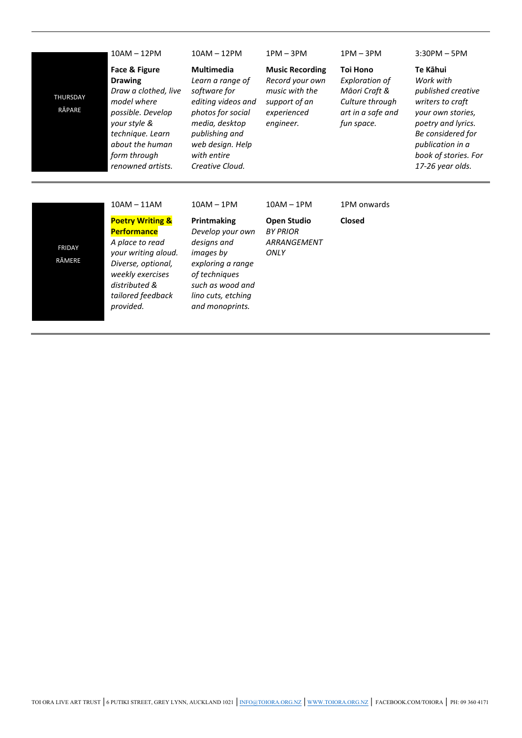| | | | | | |
|---|---|---|---|---|---|
| THURSDAY<br>RĀPARE | 10AM – 12PM<br>**Face & Figure Drawing**<br>*Draw a clothed, live model where possible. Develop your style & technique. Learn about the human form through renowned artists.* | 10AM – 12PM<br>**Multimedia**<br>*Learn a range of software for editing videos and photos for social media, desktop publishing and web design. Help with entire Creative Cloud.* | 1PM – 3PM<br>**Music Recording**<br>*Record your own music with the support of an experienced engineer.* | 1PM – 3PM<br>**Toi Hono**<br>*Exploration of Māori Craft & Culture through art in a safe and fun space.* | 3:30PM – 5PM<br>**Te Kāhui**<br>*Work with published creative writers to craft your own stories, poetry and lyrics. Be considered for publication in a book of stories. For 17-26 year olds.* |
| FRIDAY<br>RĀMERE | 10AM – 11AM<br>**Poetry Writing & Performance**<br>*A place to read your writing aloud. Diverse, optional, weekly exercises distributed & tailored feedback provided.* | 10AM – 1PM<br>**Printmaking**<br>*Develop your own designs and images by exploring a range of techniques such as wood and lino cuts, etching and monoprints.* | 10AM – 1PM<br>**Open Studio**<br>*BY PRIOR ARRANGEMENT ONLY* | 1PM onwards<br>**Closed** | |

TOI ORA LIVE ART TRUST | 6 PUTIKI STREET, GREY LYNN, AUCKLAND 1021 | INFO@TOIORA.ORG.NZ | WWW.TOIORA.ORG.NZ | FACEBOOK.COM/TOIORA | PH: 09 360 4171